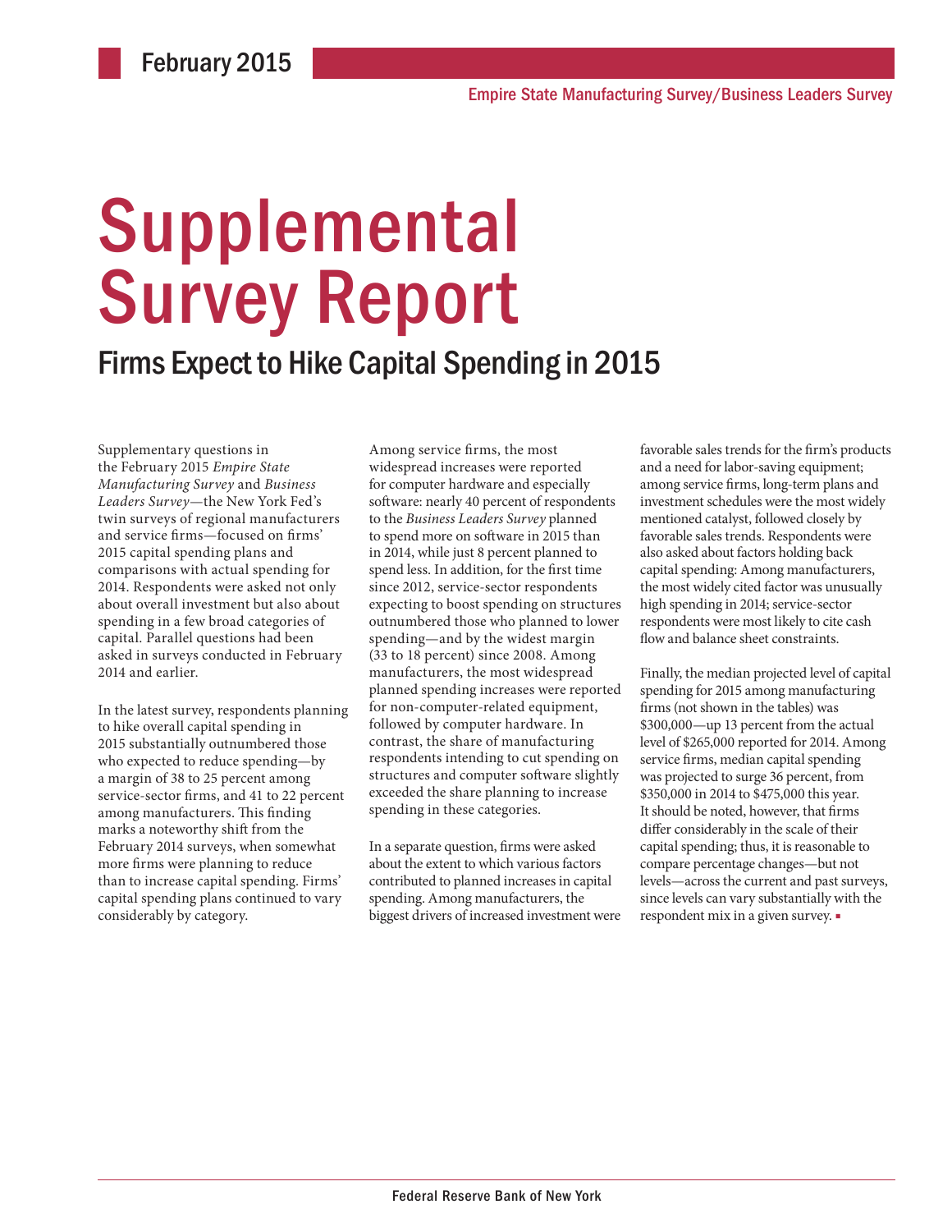February 2015

Empire State Manufacturing Survey/Business Leaders Survey

# Supplemental Survey Report

## Firms Expect to Hike Capital Spending in 2015

Supplementary questions in the February 2015 *Empire State Manufacturing Survey* and *Business Leaders Survey*—the New York Fed's twin surveys of regional manufacturers and service firms—focused on firms' 2015 capital spending plans and comparisons with actual spending for 2014. Respondents were asked not only about overall investment but also about spending in a few broad categories of capital. Parallel questions had been asked in surveys conducted in February 2014 and earlier.

In the latest survey, respondents planning to hike overall capital spending in 2015 substantially outnumbered those who expected to reduce spending—by a margin of 38 to 25 percent among service-sector firms, and 41 to 22 percent among manufacturers. This finding marks a noteworthy shift from the February 2014 surveys, when somewhat more firms were planning to reduce than to increase capital spending. Firms' capital spending plans continued to vary considerably by category.

Among service firms, the most widespread increases were reported for computer hardware and especially software: nearly 40 percent of respondents to the *Business Leaders Survey* planned to spend more on software in 2015 than in 2014, while just 8 percent planned to spend less. In addition, for the first time since 2012, service-sector respondents expecting to boost spending on structures outnumbered those who planned to lower spending—and by the widest margin (33 to 18 percent) since 2008. Among manufacturers, the most widespread planned spending increases were reported for non-computer-related equipment, followed by computer hardware. In contrast, the share of manufacturing respondents intending to cut spending on structures and computer software slightly exceeded the share planning to increase spending in these categories.

In a separate question, firms were asked about the extent to which various factors contributed to planned increases in capital spending. Among manufacturers, the biggest drivers of increased investment were favorable sales trends for the firm's products and a need for labor-saving equipment; among service firms, long-term plans and investment schedules were the most widely mentioned catalyst, followed closely by favorable sales trends. Respondents were also asked about factors holding back capital spending: Among manufacturers, the most widely cited factor was unusually high spending in 2014; service-sector respondents were most likely to cite cash flow and balance sheet constraints.

Finally, the median projected level of capital spending for 2015 among manufacturing firms (not shown in the tables) was $300,000—up 13 percent from the actual level of $265,000 reported for 2014. Among service firms, median capital spending was projected to surge 36 percent, from $350,000 in 2014 to $475,000 this year. It should be noted, however, that firms differ considerably in the scale of their capital spending; thus, it is reasonable to compare percentage changes—but not levels—across the current and past surveys, since levels can vary substantially with the respondent mix in a given survey. ▪

Federal Reserve Bank of New York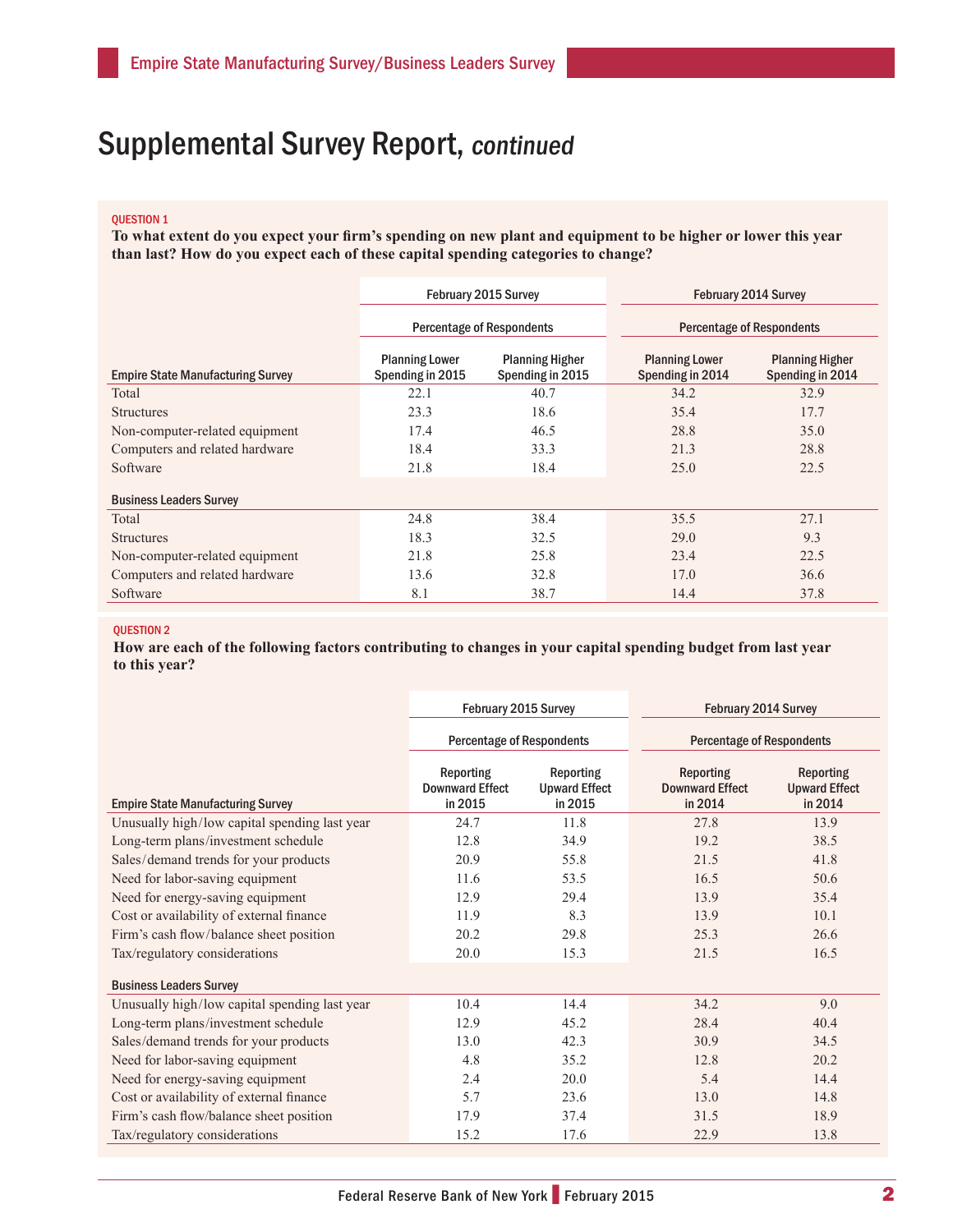# Supplemental Survey Report, *continued*

QUESTION 1

**To what extent do you expect your firm's spending on new plant and equipment to be higher or lower this year than last? How do you expect each of these capital spending categories to change?**

| | February 2015 Survey | | February 2014 Survey | |
|---|---|---|---|---|
| | Percentage of Respondents | | Percentage of Respondents | |
| **Empire State Manufacturing Survey** | Planning Lower Spending in 2015 | Planning Higher Spending in 2015 | Planning Lower Spending in 2014 | Planning Higher Spending in 2014 |
| Total | 22.1 | 40.7 | 34.2 | 32.9 |
| Structures | 23.3 | 18.6 | 35.4 | 17.7 |
| Non-computer-related equipment | 17.4 | 46.5 | 28.8 | 35.0 |
| Computers and related hardware | 18.4 | 33.3 | 21.3 | 28.8 |
| Software | 21.8 | 18.4 | 25.0 | 22.5 |
| **Business Leaders Survey** | | | | |
| Total | 24.8 | 38.4 | 35.5 | 27.1 |
| Structures | 18.3 | 32.5 | 29.0 | 9.3 |
| Non-computer-related equipment | 21.8 | 25.8 | 23.4 | 22.5 |
| Computers and related hardware | 13.6 | 32.8 | 17.0 | 36.6 |
| Software | 8.1 | 38.7 | 14.4 | 37.8 |

QUESTION 2

**How are each of the following factors contributing to changes in your capital spending budget from last year to this year?**

| | February 2015 Survey | | February 2014 Survey | |
|---|---|---|---|---|
| | Percentage of Respondents | | Percentage of Respondents | |
| **Empire State Manufacturing Survey** | Reporting Downward Effect in 2015 | Reporting Upward Effect in 2015 | Reporting Downward Effect in 2014 | Reporting Upward Effect in 2014 |
| Unusually high/low capital spending last year | 24.7 | 11.8 | 27.8 | 13.9 |
| Long-term plans/investment schedule | 12.8 | 34.9 | 19.2 | 38.5 |
| Sales/demand trends for your products | 20.9 | 55.8 | 21.5 | 41.8 |
| Need for labor-saving equipment | 11.6 | 53.5 | 16.5 | 50.6 |
| Need for energy-saving equipment | 12.9 | 29.4 | 13.9 | 35.4 |
| Cost or availability of external finance | 11.9 | 8.3 | 13.9 | 10.1 |
| Firm's cash flow/balance sheet position | 20.2 | 29.8 | 25.3 | 26.6 |
| Tax/regulatory considerations | 20.0 | 15.3 | 21.5 | 16.5 |
| **Business Leaders Survey** | | | | |
| Unusually high/low capital spending last year | 10.4 | 14.4 | 34.2 | 9.0 |
| Long-term plans/investment schedule | 12.9 | 45.2 | 28.4 | 40.4 |
| Sales/demand trends for your products | 13.0 | 42.3 | 30.9 | 34.5 |
| Need for labor-saving equipment | 4.8 | 35.2 | 12.8 | 20.2 |
| Need for energy-saving equipment | 2.4 | 20.0 | 5.4 | 14.4 |
| Cost or availability of external finance | 5.7 | 23.6 | 13.0 | 14.8 |
| Firm's cash flow/balance sheet position | 17.9 | 37.4 | 31.5 | 18.9 |
| Tax/regulatory considerations | 15.2 | 17.6 | 22.9 | 13.8 |